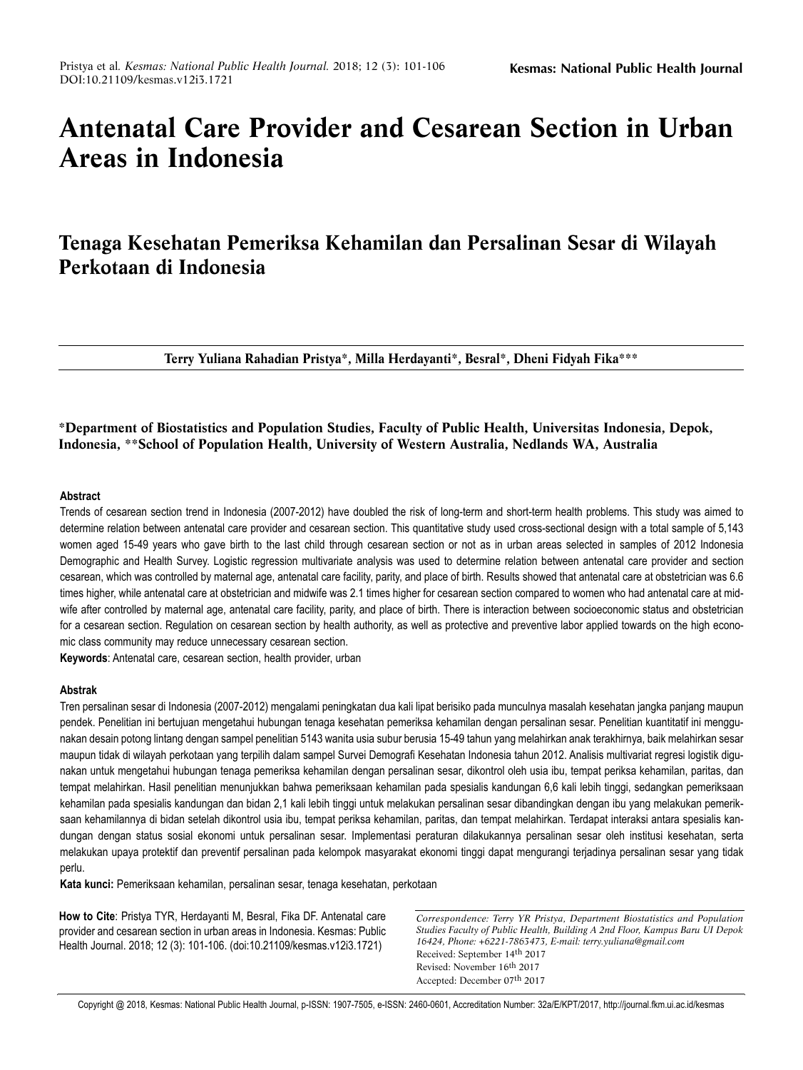# Antenatal Care Provider and Cesarean Section in Urban Areas in Indonesia

## Tenaga Kesehatan Pemeriksa Kehamilan dan Persalinan Sesar di Wilayah Perkotaan di Indonesia

**Terry Yuliana Rahadian Pristya*, Milla Herdayanti*, Besral*, Dheni Fidyah Fika*****

**\*Department of Biostatistics and Population Studies, Faculty of Public Health, Universitas Indonesia, Depok, Indonesia, \*\*School of Population Health, University of Western Australia, Nedlands WA, Australia**

**Abstract**

Trends of cesarean section trend in Indonesia (2007-2012) have doubled the risk of long-term and short-term health problems. This study was aimed to determine relation between antenatal care provider and cesarean section. This quantitative study used cross-sectional design with a total sample of 5,143 women aged 15-49 years who gave birth to the last child through cesarean section or not as in urban areas selected in samples of 2012 Indonesia Demographic and Health Survey. Logistic regression multivariate analysis was used to determine relation between antenatal care provider and section cesarean, which was controlled by maternal age, antenatal care facility, parity, and place of birth. Results showed that antenatal care at obstetrician was 6.6 times higher, while antenatal care at obstetrician and midwife was 2.1 times higher for cesarean section compared to women who had antenatal care at midwife after controlled by maternal age, antenatal care facility, parity, and place of birth. There is interaction between socioeconomic status and obstetrician for a cesarean section. Regulation on cesarean section by health authority, as well as protective and preventive labor applied towards on the high economic class community may reduce unnecessary cesarean section.

**Keywords**: Antenatal care, cesarean section, health provider, urban

**Abstrak**

Tren persalinan sesar di Indonesia (2007-2012) mengalami peningkatan dua kali lipat berisiko pada munculnya masalah kesehatan jangka panjang maupun pendek. Penelitian ini bertujuan mengetahui hubungan tenaga kesehatan pemeriksa kehamilan dengan persalinan sesar. Penelitian kuantitatif ini menggunakan desain potong lintang dengan sampel penelitian 5143 wanita usia subur berusia 15-49 tahun yang melahirkan anak terakhirnya, baik melahirkan sesar maupun tidak di wilayah perkotaan yang terpilih dalam sampel Survei Demografi Kesehatan Indonesia tahun 2012. Analisis multivariat regresi logistik digunakan untuk mengetahui hubungan tenaga pemeriksa kehamilan dengan persalinan sesar, dikontrol oleh usia ibu, tempat periksa kehamilan, paritas, dan tempat melahirkan. Hasil penelitian menunjukkan bahwa pemeriksaan kehamilan pada spesialis kandungan 6,6 kali lebih tinggi, sedangkan pemeriksaan kehamilan pada spesialis kandungan dan bidan 2,1 kali lebih tinggi untuk melakukan persalinan sesar dibandingkan dengan ibu yang melakukan pemeriksaan kehamilannya di bidan setelah dikontrol usia ibu, tempat periksa kehamilan, paritas, dan tempat melahirkan. Terdapat interaksi antara spesialis kandungan dengan status sosial ekonomi untuk persalinan sesar. Implementasi peraturan dilakukannya persalinan sesar oleh institusi kesehatan, serta melakukan upaya protektif dan preventif persalinan pada kelompok masyarakat ekonomi tinggi dapat mengurangi terjadinya persalinan sesar yang tidak perlu.

**Kata kunci:** Pemeriksaan kehamilan, persalinan sesar, tenaga kesehatan, perkotaan

**How to Cite**: Pristya TYR, Herdayanti M, Besral, Fika DF. Antenatal care provider and cesarean section in urban areas in Indonesia. Kesmas: Public Health Journal. 2018; 12 (3): 101-106. (doi:10.21109/kesmas.v12i3.1721)

*Correspondence: Terry YR Pristya, Department Biostatistics and Population Studies Faculty of Public Health, Building A 2nd Floor, Kampus Baru UI Depok 16424, Phone: +6221-7863473, E-mail: terry.yuliana@gmail.com*

Received: September 14th 2017

Revised: November 16th 2017

Accepted: December 07th 2017

Copyright @ 2018, Kesmas: National Public Health Journal, p-ISSN: 1907-7505, e-ISSN: 2460-0601, Accreditation Number: 32a/E/KPT/2017, http://journal.fkm.ui.ac.id/kesmas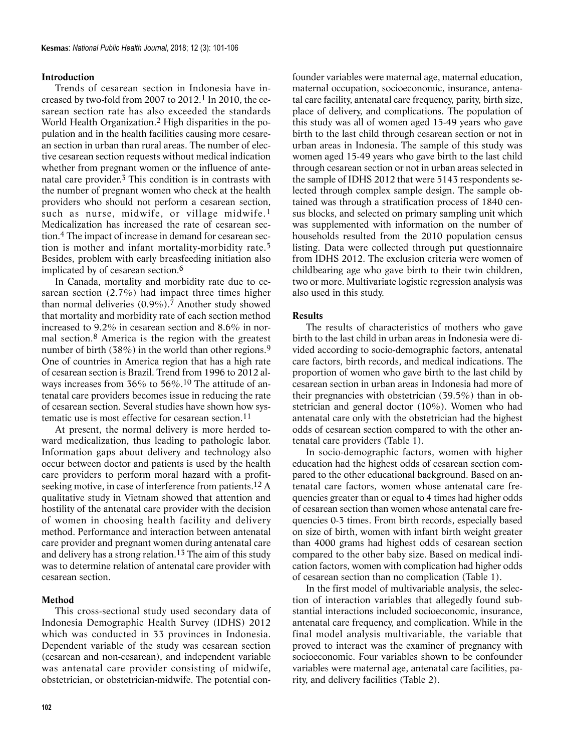## Introduction

Trends of cesarean section in Indonesia have increased by two-fold from 2007 to 2012.[1] In 2010, the cesarean section rate has also exceeded the standards World Health Organization.[2] High disparities in the population and in the health facilities causing more cesarean section in urban than rural areas. The number of elective cesarean section requests without medical indication whether from pregnant women or the influence of antenatal care provider.[3] This condition is in contrasts with the number of pregnant women who check at the health providers who should not perform a cesarean section, such as nurse, midwife, or village midwife.[1] Medicalization has increased the rate of cesarean section.[4] The impact of increase in demand for cesarean section is mother and infant mortality-morbidity rate.[5] Besides, problem with early breasfeeding initiation also implicated by of cesarean section.[6]

In Canada, mortality and morbidity rate due to cesarean section (2.7%) had impact three times higher than normal deliveries (0.9%).[7] Another study showed that mortality and morbidity rate of each section method increased to 9.2% in cesarean section and 8.6% in normal section.[8] America is the region with the greatest number of birth (38%) in the world than other regions.[9] One of countries in America region that has a high rate of cesarean section is Brazil. Trend from 1996 to 2012 always increases from 36% to 56%.[10] The attitude of antenatal care providers becomes issue in reducing the rate of cesarean section. Several studies have shown how systematic use is most effective for cesarean section.[11]

At present, the normal delivery is more herded toward medicalization, thus leading to pathologic labor. Information gaps about delivery and technology also occur between doctor and patients is used by the health care providers to perform moral hazard with a profit-seeking motive, in case of interference from patients.[12] A qualitative study in Vietnam showed that attention and hostility of the antenatal care provider with the decision of women in choosing health facility and delivery method. Performance and interaction between antenatal care provider and pregnant women during antenatal care and delivery has a strong relation.[13] The aim of this study was to determine relation of antenatal care provider with cesarean section.

## Method

This cross-sectional study used secondary data of Indonesia Demographic Health Survey (IDHS) 2012 which was conducted in 33 provinces in Indonesia. Dependent variable of the study was cesarean section (cesarean and non-cesarean), and independent variable was antenatal care provider consisting of midwife, obstetrician, or obstetrician-midwife. The potential confounder variables were maternal age, maternal education, maternal occupation, socioeconomic, insurance, antenatal care facility, antenatal care frequency, parity, birth size, place of delivery, and complications. The population of this study was all of women aged 15-49 years who gave birth to the last child through cesarean section or not in urban areas in Indonesia. The sample of this study was women aged 15-49 years who gave birth to the last child through cesarean section or not in urban areas selected in the sample of IDHS 2012 that were 5143 respondents selected through complex sample design. The sample obtained was through a stratification process of 1840 census blocks, and selected on primary sampling unit which was supplemented with information on the number of households resulted from the 2010 population census listing. Data were collected through put questionnaire from IDHS 2012. The exclusion criteria were women of childbearing age who gave birth to their twin children, two or more. Multivariate logistic regression analysis was also used in this study.

## Results

The results of characteristics of mothers who gave birth to the last child in urban areas in Indonesia were divided according to socio-demographic factors, antenatal care factors, birth records, and medical indications. The proportion of women who gave birth to the last child by cesarean section in urban areas in Indonesia had more of their pregnancies with obstetrician (39.5%) than in obstetrician and general doctor (10%). Women who had antenatal care only with the obstetrician had the highest odds of cesarean section compared to with the other antenatal care providers (Table 1).

In socio-demographic factors, women with higher education had the highest odds of cesarean section compared to the other educational background. Based on antenatal care factors, women whose antenatal care frequencies greater than or equal to 4 times had higher odds of cesarean section than women whose antenatal care frequencies 0-3 times. From birth records, especially based on size of birth, women with infant birth weight greater than 4000 grams had highest odds of cesarean section compared to the other baby size. Based on medical indication factors, women with complication had higher odds of cesarean section than no complication (Table 1).

In the first model of multivariable analysis, the selection of interaction variables that allegedly found substantial interactions included socioeconomic, insurance, antenatal care frequency, and complication. While in the final model analysis multivariable, the variable that proved to interact was the examiner of pregnancy with socioeconomic. Four variables shown to be confounder variables were maternal age, antenatal care facilities, parity, and delivery facilities (Table 2).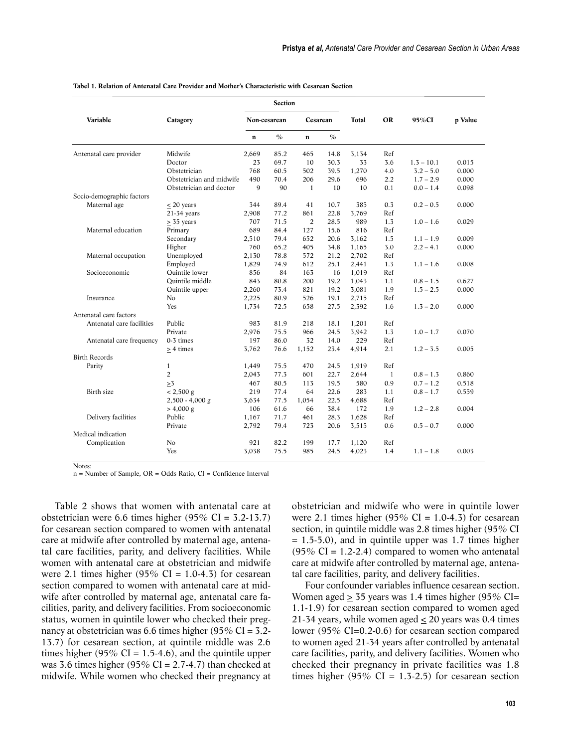**Tabel 1. Relation of Antenatal Care Provider and Mother's Characteristic with Cesarean Section**

| Variable | Catagory | Section | | | | Total | OR | 95%CI | p Value |
|---|---|---|---|---|---|---|---|---|---|
| | | Non-cesarean | | Cesarean | | | | | |
| | | n | % | n | % | | | | |
| Antenatal care provider | Midwife | 2,669 | 85.2 | 465 | 14.8 | 3,134 | Ref | | |
| | Doctor | 23 | 69.7 | 10 | 30.3 | 33 | 3.6 | 1.3 – 10.1 | 0.015 |
| | Obstetrician | 768 | 60.5 | 502 | 39.5 | 1,270 | 4.0 | 3.2 – 5.0 | 0.000 |
| | Obstetrician and midwife | 490 | 70.4 | 206 | 29.6 | 696 | 2.2 | 1.7 – 2.9 | 0.000 |
| | Obstetrician and doctor | 9 | 90 | 1 | 10 | 10 | 0.1 | 0.0 – 1.4 | 0.098 |
| Socio-demographic factors | | | | | | | | | |
| Maternal age | ≤ 20 years | 344 | 89.4 | 41 | 10.7 | 385 | 0.3 | 0.2 – 0.5 | 0.000 |
| | 21-34 years | 2,908 | 77.2 | 861 | 22.8 | 3,769 | Ref | | |
| | ≥ 35 years | 707 | 71.5 | 2 | 28.5 | 989 | 1.3 | 1.0 – 1.6 | 0.029 |
| Maternal education | Primary | 689 | 84.4 | 127 | 15.6 | 816 | Ref | | |
| | Secondary | 2,510 | 79.4 | 652 | 20.6 | 3,162 | 1.5 | 1.1 – 1.9 | 0.009 |
| | Higher | 760 | 65.2 | 405 | 34.8 | 1,165 | 3.0 | 2.2 – 4.1 | 0.000 |
| Maternal occupation | Unemployed | 2,130 | 78.8 | 572 | 21.2 | 2,702 | Ref | | |
| | Employed | 1,829 | 74.9 | 612 | 25.1 | 2,441 | 1.3 | 1.1 – 1.6 | 0.008 |
| Socioeconomic | Quintile lower | 856 | 84 | 163 | 16 | 1,019 | Ref | | |
| | Quintile middle | 843 | 80.8 | 200 | 19.2 | 1,043 | 1.1 | 0.8 – 1.5 | 0.627 |
| | Quintile upper | 2,260 | 73.4 | 821 | 19.2 | 3,081 | 1.9 | 1.5 – 2.5 | 0.000 |
| Insurance | No | 2,225 | 80.9 | 526 | 19.1 | 2,715 | Ref | | |
| | Yes | 1,734 | 72.5 | 658 | 27.5 | 2,392 | 1.6 | 1.3 – 2.0 | 0.000 |
| Antenatal care factors | | | | | | | | | |
| Antenatal care facilities | Public | 983 | 81.9 | 218 | 18.1 | 1,201 | Ref | | |
| | Private | 2,976 | 75.5 | 966 | 24.5 | 3,942 | 1.3 | 1.0 – 1.7 | 0.070 |
| Antenatal care frequency | 0-3 times | 197 | 86.0 | 32 | 14.0 | 229 | Ref | | |
| | ≥ 4 times | 3,762 | 76.6 | 1,152 | 23.4 | 4,914 | 2.1 | 1.2 – 3.5 | 0.005 |
| Birth Records | | | | | | | | | |
| Parity | 1 | 1,449 | 75.5 | 470 | 24.5 | 1,919 | Ref | | |
| | 2 | 2,043 | 77.3 | 601 | 22.7 | 2,644 | 1 | 0.8 – 1.3 | 0.860 |
| | ≥3 | 467 | 80.5 | 113 | 19.5 | 580 | 0.9 | 0.7 – 1.2 | 0.518 |
| Birth size | < 2,500 g | 219 | 77.4 | 64 | 22.6 | 283 | 1.1 | 0.8 – 1.7 | 0.559 |
| | 2,500 - 4,000 g | 3,634 | 77.5 | 1,054 | 22.5 | 4,688 | Ref | | |
| | > 4,000 g | 106 | 61.6 | 66 | 38.4 | 172 | 1.9 | 1.2 – 2.8 | 0.004 |
| Delivery facilities | Public | 1,167 | 71.7 | 461 | 28.3 | 1,628 | Ref | | |
| | Private | 2,792 | 79.4 | 723 | 20.6 | 3,515 | 0.6 | 0.5 – 0.7 | 0.000 |
| Medical indication | | | | | | | | | |
| Complication | No | 921 | 82.2 | 199 | 17.7 | 1,120 | Ref | | |
| | Yes | 3,038 | 75.5 | 985 | 24.5 | 4,023 | 1.4 | 1.1 – 1.8 | 0.003 |

Notes:
n = Number of Sample, OR = Odds Ratio, CI = Confidence Interval

Table 2 shows that women with antenatal care at obstetrician were 6.6 times higher (95% CI = 3.2-13.7) for cesarean section compared to women with antenatal care at midwife after controlled by maternal age, antenatal care facilities, parity, and delivery facilities. While women with antenatal care at obstetrician and midwife were 2.1 times higher (95% CI = 1.0-4.3) for cesarean section compared to women with antenatal care at midwife after controlled by maternal age, antenatal care facilities, parity, and delivery facilities. From socioeconomic status, women in quintile lower who checked their pregnancy at obstetrician was 6.6 times higher (95% CI = 3.2-13.7) for cesarean section, at quintile middle was 2.6 times higher (95% CI = 1.5-4.6), and the quintile upper was 3.6 times higher (95% CI = 2.7-4.7) than checked at midwife. While women who checked their pregnancy at obstetrician and midwife who were in quintile lower were 2.1 times higher (95% CI = 1.0-4.3) for cesarean section, in quintile middle was 2.8 times higher (95% CI = 1.5-5.0), and in quintile upper was 1.7 times higher (95% CI = 1.2-2.4) compared to women who antenatal care at midwife after controlled by maternal age, antenatal care facilities, parity, and delivery facilities.

Four confounder variables influence cesarean section. Women aged ≥ 35 years was 1.4 times higher (95% CI= 1.1-1.9) for cesarean section compared to women aged 21-34 years, while women aged ≤ 20 years was 0.4 times lower (95% CI=0.2-0.6) for cesarean section compared to women aged 21-34 years after controlled by antenatal care facilities, parity, and delivery facilities. Women who checked their pregnancy in private facilities was 1.8 times higher (95% CI = 1.3-2.5) for cesarean section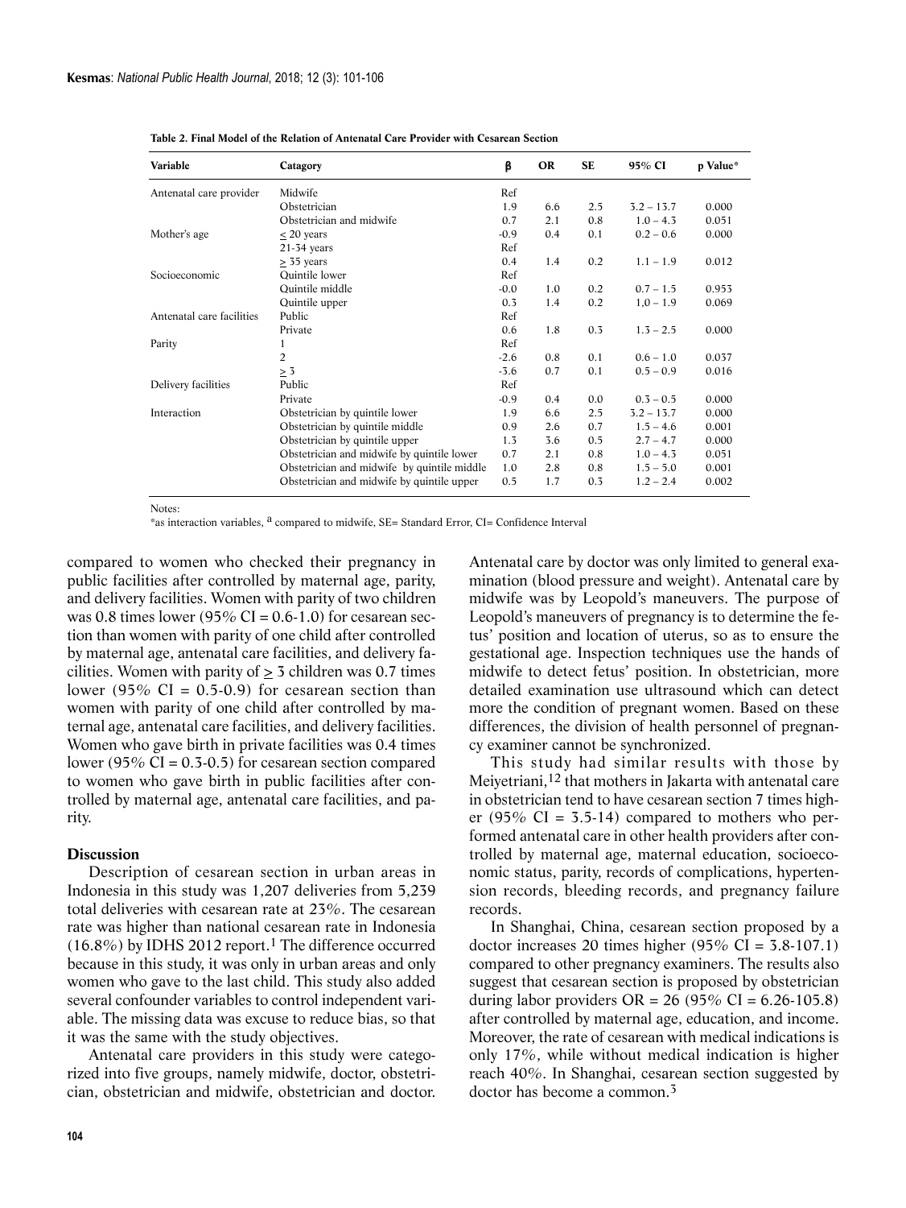**Table 2. Final Model of the Relation of Antenatal Care Provider with Cesarean Section**

| Variable | Catagory | β | OR | SE | 95% CI | p Value* |
|---|---|---|---|---|---|---|
| Antenatal care provider | Midwife | Ref | | | | |
| | Obstetrician | 1.9 | 6.6 | 2.5 | 3.2 – 13.7 | 0.000 |
| | Obstetrician and midwife | 0.7 | 2.1 | 0.8 | 1.0 – 4.3 | 0.051 |
| Mother's age | ≤ 20 years | -0.9 | 0.4 | 0.1 | 0.2 – 0.6 | 0.000 |
| | 21-34 years | Ref | | | | |
| | ≥ 35 years | 0.4 | 1.4 | 0.2 | 1.1 – 1.9 | 0.012 |
| Socioeconomic | Quintile lower | Ref | | | | |
| | Quintile middle | -0.0 | 1.0 | 0.2 | 0.7 – 1.5 | 0.953 |
| | Quintile upper | 0.3 | 1.4 | 0.2 | 1,0 – 1.9 | 0.069 |
| Antenatal care facilities | Public | Ref | | | | |
| | Private | 0.6 | 1.8 | 0.3 | 1.3 – 2.5 | 0.000 |
| Parity | 1 | Ref | | | | |
| | 2 | -2.6 | 0.8 | 0.1 | 0.6 – 1.0 | 0.037 |
| | ≥ 3 | -3.6 | 0.7 | 0.1 | 0.5 – 0.9 | 0.016 |
| Delivery facilities | Public | Ref | | | | |
| | Private | -0.9 | 0.4 | 0.0 | 0.3 – 0.5 | 0.000 |
| Interaction | Obstetrician by quintile lower | 1.9 | 6.6 | 2.5 | 3.2 – 13.7 | 0.000 |
| | Obstetrician by quintile middle | 0.9 | 2.6 | 0.7 | 1.5 – 4.6 | 0.001 |
| | Obstetrician by quintile upper | 1.3 | 3.6 | 0.5 | 2.7 – 4.7 | 0.000 |
| | Obstetrician and midwife by quintile lower | 0.7 | 2.1 | 0.8 | 1.0 – 4.3 | 0.051 |
| | Obstetrician and midwife by quintile middle | 1.0 | 2.8 | 0.8 | 1.5 – 5.0 | 0.001 |
| | Obstetrician and midwife by quintile upper | 0.5 | 1.7 | 0.3 | 1.2 – 2.4 | 0.002 |

Notes:
*as interaction variables, [a] compared to midwife, SE= Standard Error, CI= Confidence Interval

compared to women who checked their pregnancy in public facilities after controlled by maternal age, parity, and delivery facilities. Women with parity of two children was 0.8 times lower (95% CI = 0.6-1.0) for cesarean section than women with parity of one child after controlled by maternal age, antenatal care facilities, and delivery facilities. Women with parity of ≥ 3 children was 0.7 times lower (95% CI = 0.5-0.9) for cesarean section than women with parity of one child after controlled by maternal age, antenatal care facilities, and delivery facilities. Women who gave birth in private facilities was 0.4 times lower (95% CI = 0.3-0.5) for cesarean section compared to women who gave birth in public facilities after controlled by maternal age, antenatal care facilities, and parity.

## Discussion

Description of cesarean section in urban areas in Indonesia in this study was 1,207 deliveries from 5,239 total deliveries with cesarean rate at 23%. The cesarean rate was higher than national cesarean rate in Indonesia (16.8%) by IDHS 2012 report.[1] The difference occurred because in this study, it was only in urban areas and only women who gave to the last child. This study also added several confounder variables to control independent variable. The missing data was excuse to reduce bias, so that it was the same with the study objectives.

Antenatal care providers in this study were categorized into five groups, namely midwife, doctor, obstetrician, obstetrician and midwife, obstetrician and doctor. Antenatal care by doctor was only limited to general examination (blood pressure and weight). Antenatal care by midwife was by Leopold's maneuvers. The purpose of Leopold's maneuvers of pregnancy is to determine the fetus' position and location of uterus, so as to ensure the gestational age. Inspection techniques use the hands of midwife to detect fetus' position. In obstetrician, more detailed examination use ultrasound which can detect more the condition of pregnant women. Based on these differences, the division of health personnel of pregnancy examiner cannot be synchronized.

This study had similar results with those by Meiyetriani,[12] that mothers in Jakarta with antenatal care in obstetrician tend to have cesarean section 7 times higher (95% CI = 3.5-14) compared to mothers who performed antenatal care in other health providers after controlled by maternal age, maternal education, socioeconomic status, parity, records of complications, hypertension records, bleeding records, and pregnancy failure records.

In Shanghai, China, cesarean section proposed by a doctor increases 20 times higher (95% CI = 3.8-107.1) compared to other pregnancy examiners. The results also suggest that cesarean section is proposed by obstetrician during labor providers OR = 26 (95% CI = 6.26-105.8) after controlled by maternal age, education, and income. Moreover, the rate of cesarean with medical indications is only 17%, while without medical indication is higher reach 40%. In Shanghai, cesarean section suggested by doctor has become a common.[3]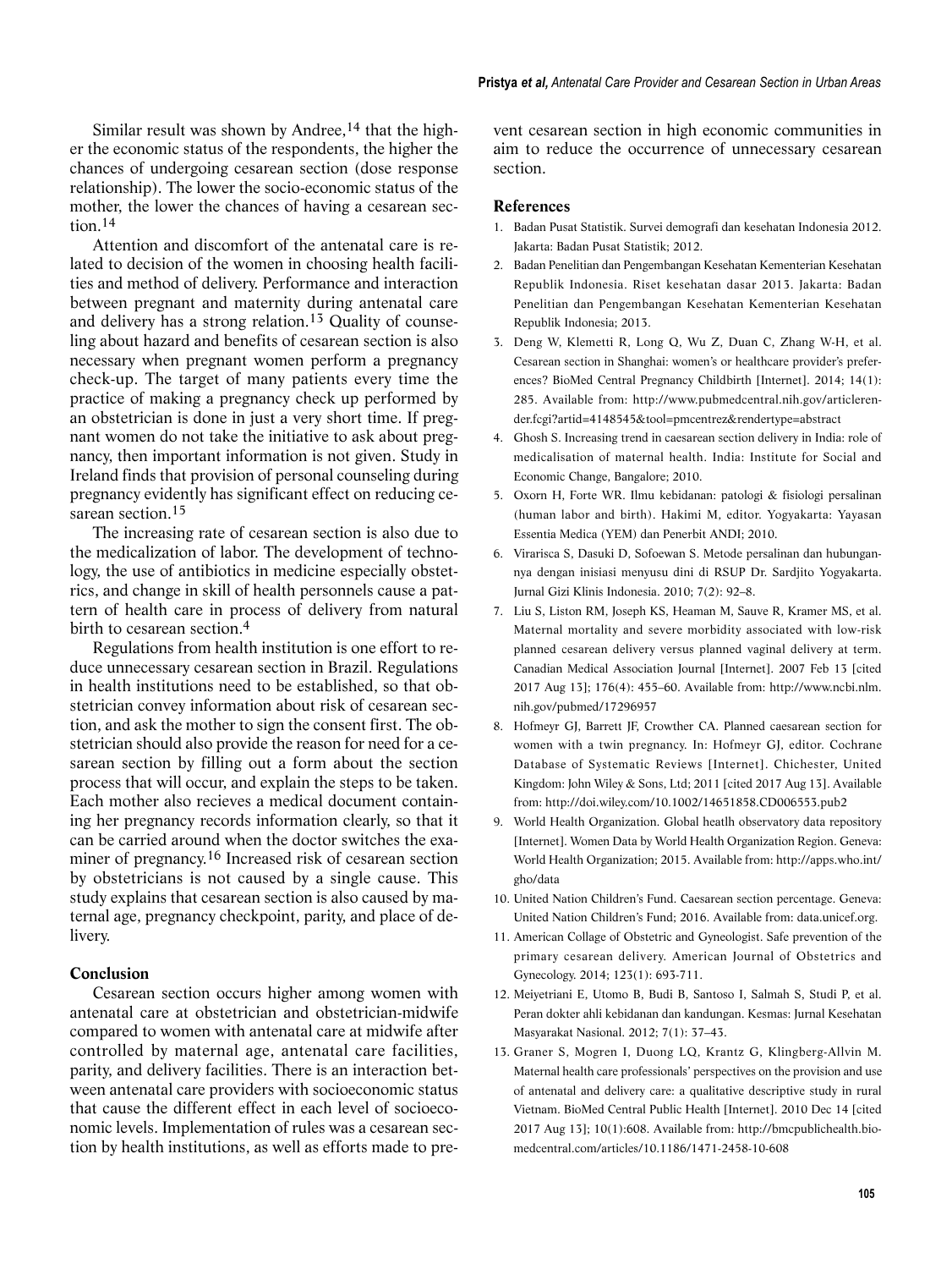Similar result was shown by Andree,[14] that the higher the economic status of the respondents, the higher the chances of undergoing cesarean section (dose response relationship). The lower the socio-economic status of the mother, the lower the chances of having a cesarean section.[14]

Attention and discomfort of the antenatal care is related to decision of the women in choosing health facilities and method of delivery. Performance and interaction between pregnant and maternity during antenatal care and delivery has a strong relation.[13] Quality of counseling about hazard and benefits of cesarean section is also necessary when pregnant women perform a pregnancy check-up. The target of many patients every time the practice of making a pregnancy check up performed by an obstetrician is done in just a very short time. If pregnant women do not take the initiative to ask about pregnancy, then important information is not given. Study in Ireland finds that provision of personal counseling during pregnancy evidently has significant effect on reducing cesarean section.[15]

The increasing rate of cesarean section is also due to the medicalization of labor. The development of technology, the use of antibiotics in medicine especially obstetrics, and change in skill of health personnels cause a pattern of health care in process of delivery from natural birth to cesarean section.[4]

Regulations from health institution is one effort to reduce unnecessary cesarean section in Brazil. Regulations in health institutions need to be established, so that obstetrician convey information about risk of cesarean section, and ask the mother to sign the consent first. The obstetrician should also provide the reason for need for a cesarean section by filling out a form about the section process that will occur, and explain the steps to be taken. Each mother also recieves a medical document containing her pregnancy records information clearly, so that it can be carried around when the doctor switches the examiner of pregnancy.[16] Increased risk of cesarean section by obstetricians is not caused by a single cause. This study explains that cesarean section is also caused by maternal age, pregnancy checkpoint, parity, and place of delivery.

## Conclusion

Cesarean section occurs higher among women with antenatal care at obstetrician and obstetrician-midwife compared to women with antenatal care at midwife after controlled by maternal age, antenatal care facilities, parity, and delivery facilities. There is an interaction between antenatal care providers with socioeconomic status that cause the different effect in each level of socioeconomic levels. Implementation of rules was a cesarean section by health institutions, as well as efforts made to prevent cesarean section in high economic communities in aim to reduce the occurrence of unnecessary cesarean section.

## References

1. Badan Pusat Statistik. Survei demografi dan kesehatan Indonesia 2012. Jakarta: Badan Pusat Statistik; 2012.
2. Badan Penelitian dan Pengembangan Kesehatan Kementerian Kesehatan Republik Indonesia. Riset kesehatan dasar 2013. Jakarta: Badan Penelitian dan Pengembangan Kesehatan Kementerian Kesehatan Republik Indonesia; 2013.
3. Deng W, Klemetti R, Long Q, Wu Z, Duan C, Zhang W-H, et al. Cesarean section in Shanghai: women's or healthcare provider's preferences? BioMed Central Pregnancy Childbirth [Internet]. 2014; 14(1): 285. Available from: http://www.pubmedcentral.nih.gov/articlerender.fcgi?artid=4148545&tool=pmcentrez&rendertype=abstract
4. Ghosh S. Increasing trend in caesarean section delivery in India: role of medicalisation of maternal health. India: Institute for Social and Economic Change, Bangalore; 2010.
5. Oxorn H, Forte WR. Ilmu kebidanan: patologi & fisiologi persalinan (human labor and birth). Hakimi M, editor. Yogyakarta: Yayasan Essentia Medica (YEM) dan Penerbit ANDI; 2010.
6. Virarisca S, Dasuki D, Sofoewan S. Metode persalinan dan hubungannya dengan inisiasi menyusu dini di RSUP Dr. Sardjito Yogyakarta. Jurnal Gizi Klinis Indonesia. 2010; 7(2): 92–8.
7. Liu S, Liston RM, Joseph KS, Heaman M, Sauve R, Kramer MS, et al. Maternal mortality and severe morbidity associated with low-risk planned cesarean delivery versus planned vaginal delivery at term. Canadian Medical Association Journal [Internet]. 2007 Feb 13 [cited 2017 Aug 13]; 176(4): 455–60. Available from: http://www.ncbi.nlm.nih.gov/pubmed/17296957
8. Hofmeyr GJ, Barrett JF, Crowther CA. Planned caesarean section for women with a twin pregnancy. In: Hofmeyr GJ, editor. Cochrane Database of Systematic Reviews [Internet]. Chichester, United Kingdom: John Wiley & Sons, Ltd; 2011 [cited 2017 Aug 13]. Available from: http://doi.wiley.com/10.1002/14651858.CD006553.pub2
9. World Health Organization. Global heatlh observatory data repository [Internet]. Women Data by World Health Organization Region. Geneva: World Health Organization; 2015. Available from: http://apps.who.int/gho/data
10. United Nation Children's Fund. Caesarean section percentage. Geneva: United Nation Children's Fund; 2016. Available from: data.unicef.org.
11. American Collage of Obstetric and Gyneologist. Safe prevention of the primary cesarean delivery. American Journal of Obstetrics and Gynecology. 2014; 123(1): 693-711.
12. Meiyetriani E, Utomo B, Budi B, Santoso I, Salmah S, Studi P, et al. Peran dokter ahli kebidanan dan kandungan. Kesmas: Jurnal Kesehatan Masyarakat Nasional. 2012; 7(1): 37–43.
13. Graner S, Mogren I, Duong LQ, Krantz G, Klingberg-Allvin M. Maternal health care professionals' perspectives on the provision and use of antenatal and delivery care: a qualitative descriptive study in rural Vietnam. BioMed Central Public Health [Internet]. 2010 Dec 14 [cited 2017 Aug 13]; 10(1):608. Available from: http://bmcpublichealth.biomedcentral.com/articles/10.1186/1471-2458-10-608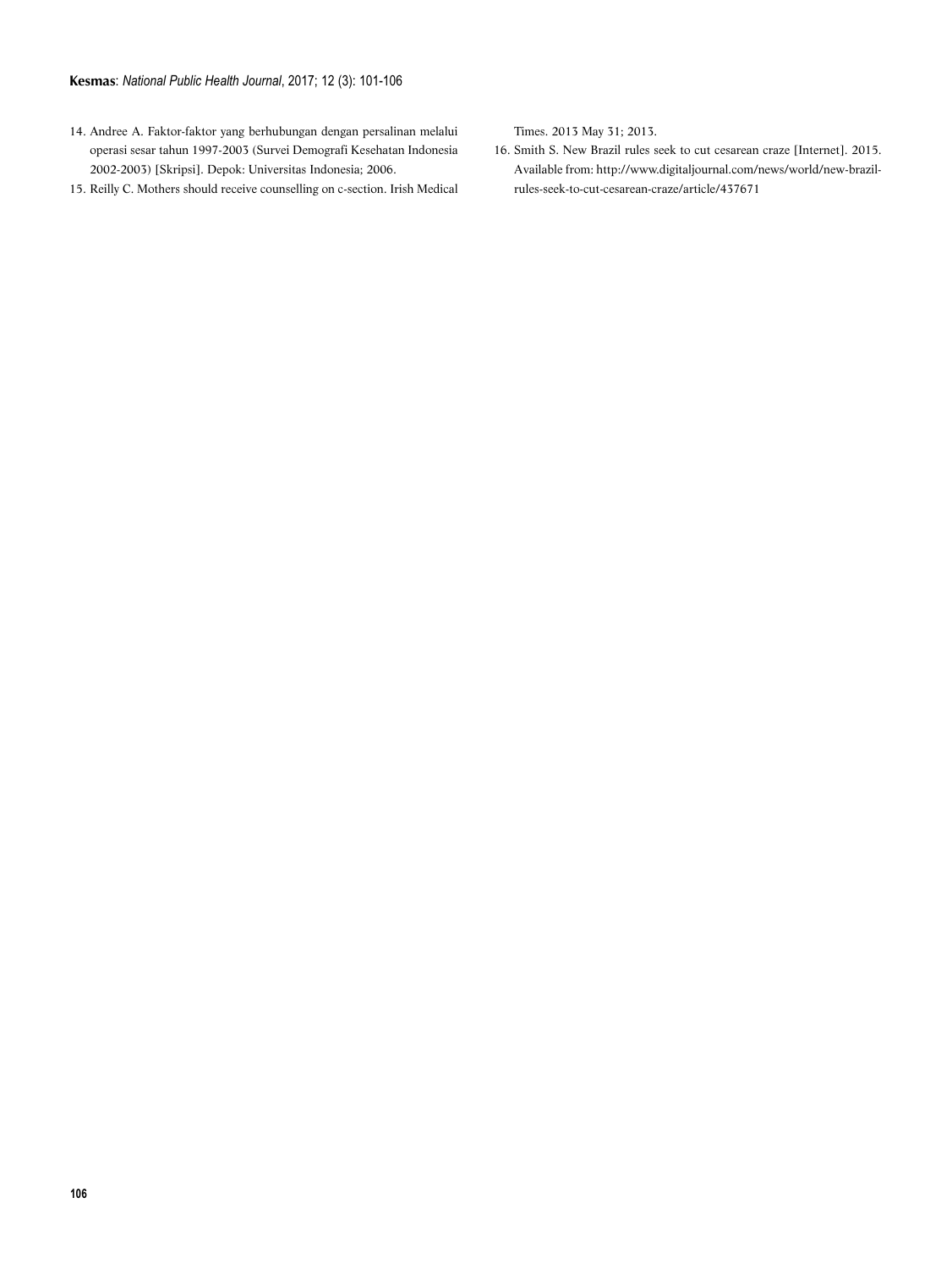14. Andree A. Faktor-faktor yang berhubungan dengan persalinan melalui operasi sesar tahun 1997-2003 (Survei Demografi Kesehatan Indonesia 2002-2003) [Skripsi]. Depok: Universitas Indonesia; 2006.
15. Reilly C. Mothers should receive counselling on c-section. Irish Medical Times. 2013 May 31; 2013.
16. Smith S. New Brazil rules seek to cut cesarean craze [Internet]. 2015. Available from: http://www.digitaljournal.com/news/world/new-brazil-rules-seek-to-cut-cesarean-craze/article/437671